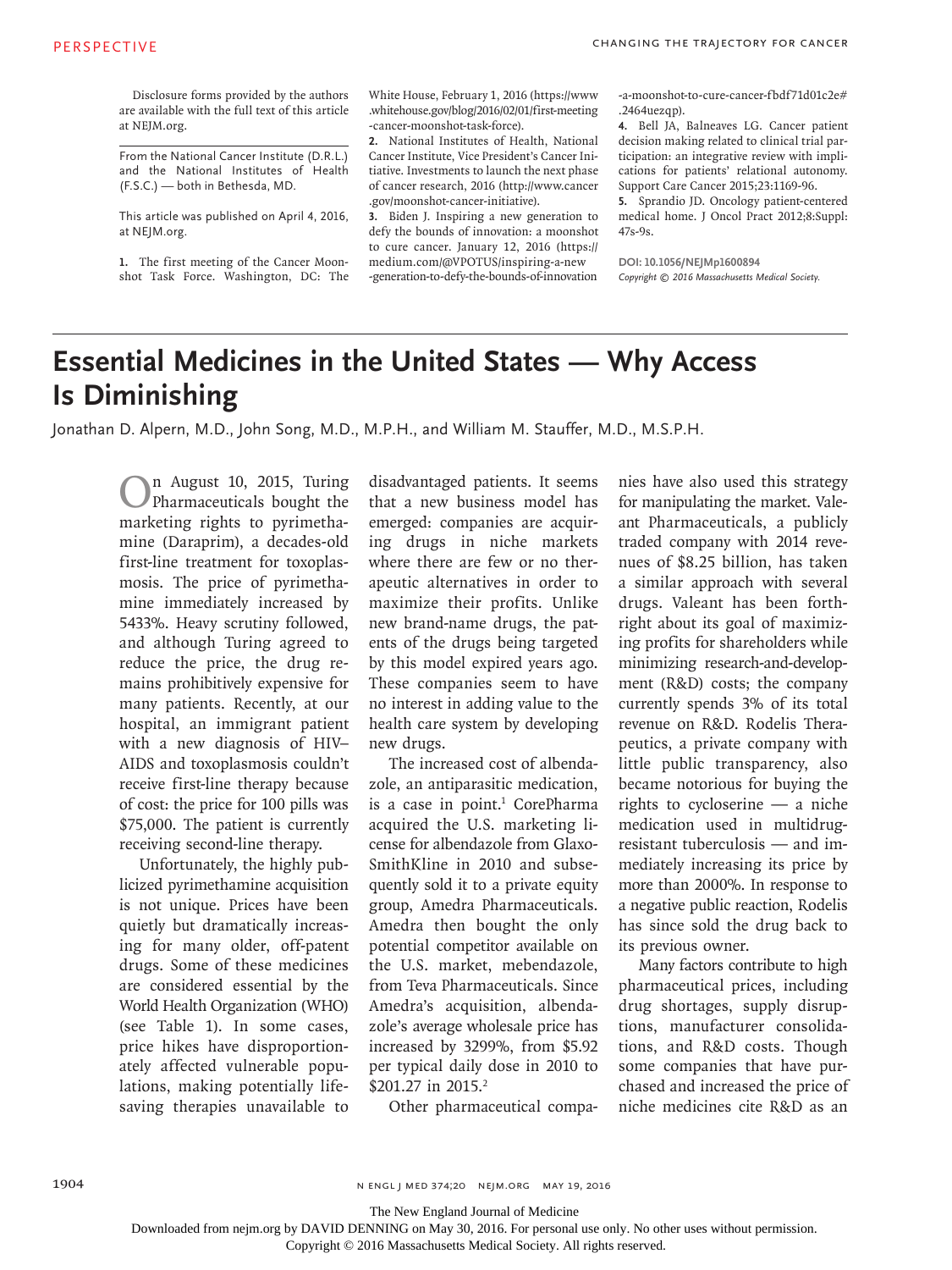Disclosure forms provided by the authors are available with the full text of this article at NEJM.org.

From the National Cancer Institute (D.R.L.) and the National Institutes of Health (F.S.C.) — both in Bethesda, MD.

This article was published on April 4, 2016, at NEJM.org.

1. The first meeting of the Cancer Moonshot Task Force. Washington, DC: The White House, February 1, 2016 (https://www.whitehouse.gov/blog/2016/02/01/first-meeting-cancer-moonshot-task-force).
2. National Institutes of Health, National Cancer Institute, Vice President's Cancer Initiative. Investments to launch the next phase of cancer research, 2016 (http://www.cancer.gov/moonshot-cancer-initiative).
3. Biden J. Inspiring a new generation to defy the bounds of innovation: a moonshot to cure cancer. January 12, 2016 (https://medium.com/@VPOTUS/inspiring-a-new-generation-to-defy-the-bounds-of-innovation-a-moonshot-to-cure-cancer-fbdf71d01c2e#.2464uezqp).
4. Bell JA, Balneaves LG. Cancer patient decision making related to clinical trial participation: an integrative review with implications for patients' relational autonomy. Support Care Cancer 2015;23:1169-96.
5. Sprandio JD. Oncology patient-centered medical home. J Oncol Pract 2012;8:Suppl:47s-9s.

DOI: 10.1056/NEJMp1600894
*Copyright © 2016 Massachusetts Medical Society.*

# Essential Medicines in the United States — Why Access Is Diminishing

Jonathan D. Alpern, M.D., John Song, M.D., M.P.H., and William M. Stauffer, M.D., M.S.P.H.

On August 10, 2015, Turing Pharmaceuticals bought the marketing rights to pyrimethamine (Daraprim), a decades-old first-line treatment for toxoplasmosis. The price of pyrimethamine immediately increased by 5433%. Heavy scrutiny followed, and although Turing agreed to reduce the price, the drug remains prohibitively expensive for many patients. Recently, at our hospital, an immigrant patient with a new diagnosis of HIV–AIDS and toxoplasmosis couldn't receive first-line therapy because of cost: the price for 100 pills was $75,000. The patient is currently receiving second-line therapy.

Unfortunately, the highly publicized pyrimethamine acquisition is not unique. Prices have been quietly but dramatically increasing for many older, off-patent drugs. Some of these medicines are considered essential by the World Health Organization (WHO) (see Table 1). In some cases, price hikes have disproportionately affected vulnerable populations, making potentially lifesaving therapies unavailable to disadvantaged patients. It seems that a new business model has emerged: companies are acquiring drugs in niche markets where there are few or no therapeutic alternatives in order to maximize their profits. Unlike new brand-name drugs, the patents of the drugs being targeted by this model expired years ago. These companies seem to have no interest in adding value to the health care system by developing new drugs.

The increased cost of albendazole, an antiparasitic medication, is a case in point.[1] CorePharma acquired the U.S. marketing license for albendazole from GlaxoSmithKline in 2010 and subsequently sold it to a private equity group, Amedra Pharmaceuticals. Amedra then bought the only potential competitor available on the U.S. market, mebendazole, from Teva Pharmaceuticals. Since Amedra's acquisition, albendazole's average wholesale price has increased by 3299%, from $5.92 per typical daily dose in 2010 to $201.27 in 2015.[2]

Other pharmaceutical companies have also used this strategy for manipulating the market. Valeant Pharmaceuticals, a publicly traded company with 2014 revenues of $8.25 billion, has taken a similar approach with several drugs. Valeant has been forthright about its goal of maximizing profits for shareholders while minimizing research-and-development (R&D) costs; the company currently spends 3% of its total revenue on R&D. Rodelis Therapeutics, a private company with little public transparency, also became notorious for buying the rights to cycloserine — a niche medication used in multidrug-resistant tuberculosis — and immediately increasing its price by more than 2000%. In response to a negative public reaction, Rodelis has since sold the drug back to its previous owner.

Many factors contribute to high pharmaceutical prices, including drug shortages, supply disruptions, manufacturer consolidations, and R&D costs. Though some companies that have purchased and increased the price of niche medicines cite R&D as an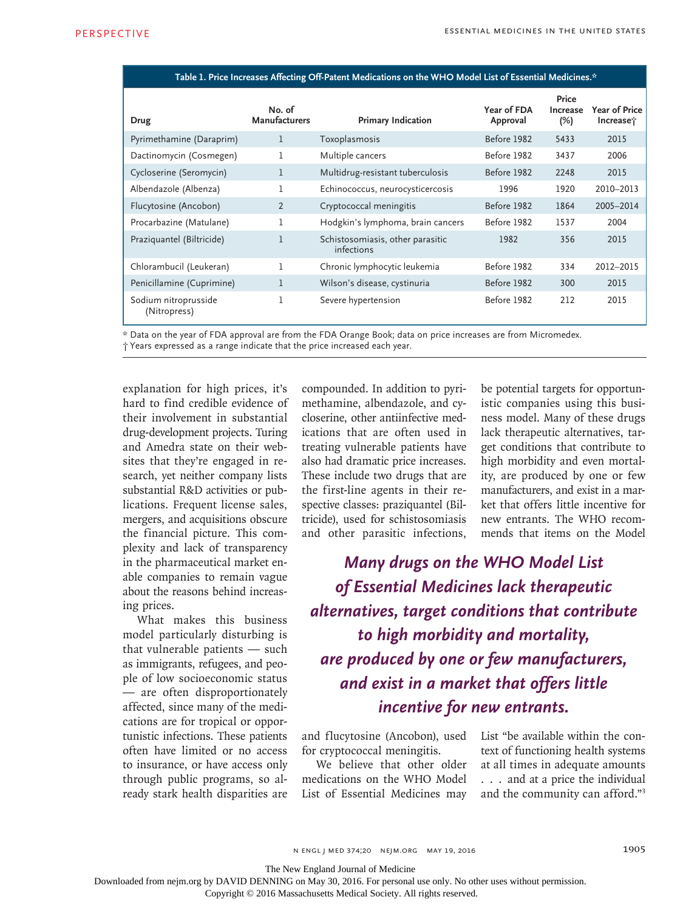**Table 1. Price Increases Affecting Off-Patent Medications on the WHO Model List of Essential Medicines.***

| Drug | No. of Manufacturers | Primary Indication | Year of FDA Approval | Price Increase (%) | Year of Price Increase† |
|---|---|---|---|---|---|
| Pyrimethamine (Daraprim) | 1 | Toxoplasmosis | Before 1982 | 5433 | 2015 |
| Dactinomycin (Cosmegen) | 1 | Multiple cancers | Before 1982 | 3437 | 2006 |
| Cycloserine (Seromycin) | 1 | Multidrug-resistant tuberculosis | Before 1982 | 2248 | 2015 |
| Albendazole (Albenza) | 1 | Echinococcus, neurocysticercosis | 1996 | 1920 | 2010–2013 |
| Flucytosine (Ancobon) | 2 | Cryptococcal meningitis | Before 1982 | 1864 | 2005–2014 |
| Procarbazine (Matulane) | 1 | Hodgkin's lymphoma, brain cancers | Before 1982 | 1537 | 2004 |
| Praziquantel (Biltricide) | 1 | Schistosomiasis, other parasitic infections | 1982 | 356 | 2015 |
| Chlorambucil (Leukeran) | 1 | Chronic lymphocytic leukemia | Before 1982 | 334 | 2012–2015 |
| Penicillamine (Cuprimine) | 1 | Wilson's disease, cystinuria | Before 1982 | 300 | 2015 |
| Sodium nitroprusside (Nitropress) | 1 | Severe hypertension | Before 1982 | 212 | 2015 |

\* Data on the year of FDA approval are from the FDA Orange Book; data on price increases are from Micromedex.

† Years expressed as a range indicate that the price increased each year.

explanation for high prices, it's hard to find credible evidence of their involvement in substantial drug-development projects. Turing and Amedra state on their websites that they're engaged in research, yet neither company lists substantial R&D activities or publications. Frequent license sales, mergers, and acquisitions obscure the financial picture. This complexity and lack of transparency in the pharmaceutical market enable companies to remain vague about the reasons behind increasing prices.

What makes this business model particularly disturbing is that vulnerable patients — such as immigrants, refugees, and people of low socioeconomic status — are often disproportionately affected, since many of the medications are for tropical or opportunistic infections. These patients often have limited or no access to insurance, or have access only through public programs, so already stark health disparities are compounded. In addition to pyrimethamine, albendazole, and cycloserine, other antiinfective medications that are often used in treating vulnerable patients have also had dramatic price increases. These include two drugs that are the first-line agents in their respective classes: praziquantel (Biltricide), used for schistosomiasis and other parasitic infections, and flucytosine (Ancobon), used for cryptococcal meningitis.

*Many drugs on the WHO Model List of Essential Medicines lack therapeutic alternatives, target conditions that contribute to high morbidity and mortality, are produced by one or few manufacturers, and exist in a market that offers little incentive for new entrants.*

We believe that other older medications on the WHO Model List of Essential Medicines may be potential targets for opportunistic companies using this business model. Many of these drugs lack therapeutic alternatives, target conditions that contribute to high morbidity and even mortality, are produced by one or few manufacturers, and exist in a market that offers little incentive for new entrants. The WHO recommends that items on the Model List "be available within the context of functioning health systems at all times in adequate amounts . . . and at a price the individual and the community can afford."[3]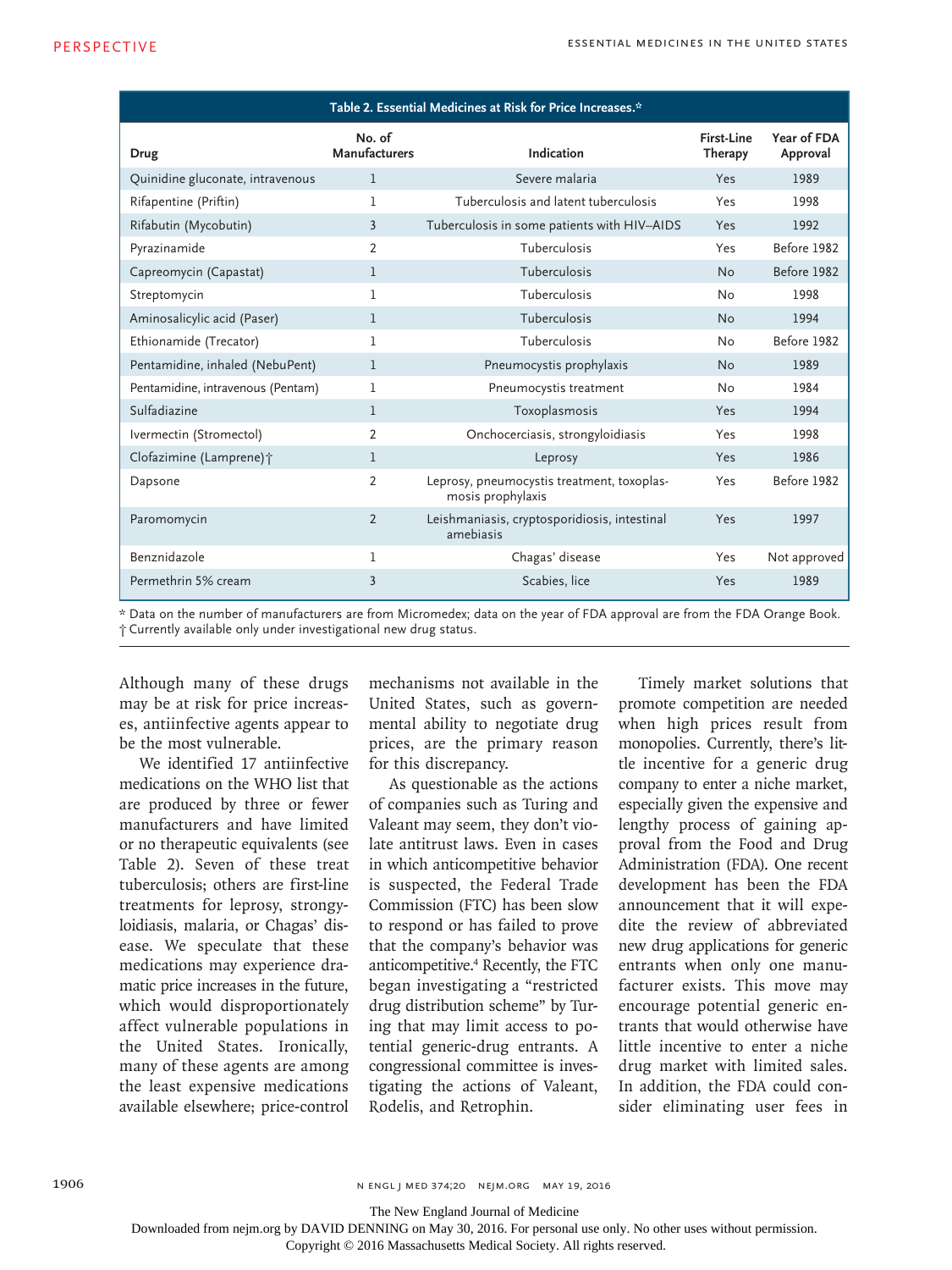**Table 2. Essential Medicines at Risk for Price Increases.***

| Drug | No. of Manufacturers | Indication | First-Line Therapy | Year of FDA Approval |
|---|---|---|---|---|
| Quinidine gluconate, intravenous | 1 | Severe malaria | Yes | 1989 |
| Rifapentine (Priftin) | 1 | Tuberculosis and latent tuberculosis | Yes | 1998 |
| Rifabutin (Mycobutin) | 3 | Tuberculosis in some patients with HIV–AIDS | Yes | 1992 |
| Pyrazinamide | 2 | Tuberculosis | Yes | Before 1982 |
| Capreomycin (Capastat) | 1 | Tuberculosis | No | Before 1982 |
| Streptomycin | 1 | Tuberculosis | No | 1998 |
| Aminosalicylic acid (Paser) | 1 | Tuberculosis | No | 1994 |
| Ethionamide (Trecator) | 1 | Tuberculosis | No | Before 1982 |
| Pentamidine, inhaled (NebuPent) | 1 | Pneumocystis prophylaxis | No | 1989 |
| Pentamidine, intravenous (Pentam) | 1 | Pneumocystis treatment | No | 1984 |
| Sulfadiazine | 1 | Toxoplasmosis | Yes | 1994 |
| Ivermectin (Stromectol) | 2 | Onchocerciasis, strongyloidiasis | Yes | 1998 |
| Clofazimine (Lamprene)† | 1 | Leprosy | Yes | 1986 |
| Dapsone | 2 | Leprosy, pneumocystis treatment, toxoplasmosis prophylaxis | Yes | Before 1982 |
| Paromomycin | 2 | Leishmaniasis, cryptosporidiosis, intestinal amebiasis | Yes | 1997 |
| Benznidazole | 1 | Chagas' disease | Yes | Not approved |
| Permethrin 5% cream | 3 | Scabies, lice | Yes | 1989 |

\* Data on the number of manufacturers are from Micromedex; data on the year of FDA approval are from the FDA Orange Book.
† Currently available only under investigational new drug status.

Although many of these drugs may be at risk for price increases, antiinfective agents appear to be the most vulnerable.

We identified 17 antiinfective medications on the WHO list that are produced by three or fewer manufacturers and have limited or no therapeutic equivalents (see Table 2). Seven of these treat tuberculosis; others are first-line treatments for leprosy, strongyloidiasis, malaria, or Chagas' disease. We speculate that these medications may experience dramatic price increases in the future, which would disproportionately affect vulnerable populations in the United States. Ironically, many of these agents are among the least expensive medications available elsewhere; price-control mechanisms not available in the United States, such as governmental ability to negotiate drug prices, are the primary reason for this discrepancy.

As questionable as the actions of companies such as Turing and Valeant may seem, they don't violate antitrust laws. Even in cases in which anticompetitive behavior is suspected, the Federal Trade Commission (FTC) has been slow to respond or has failed to prove that the company's behavior was anticompetitive.[4] Recently, the FTC began investigating a "restricted drug distribution scheme" by Turing that may limit access to potential generic-drug entrants. A congressional committee is investigating the actions of Valeant, Rodelis, and Retrophin.

Timely market solutions that promote competition are needed when high prices result from monopolies. Currently, there's little incentive for a generic drug company to enter a niche market, especially given the expensive and lengthy process of gaining approval from the Food and Drug Administration (FDA). One recent development has been the FDA announcement that it will expedite the review of abbreviated new drug applications for generic entrants when only one manufacturer exists. This move may encourage potential generic entrants that would otherwise have little incentive to enter a niche drug market with limited sales. In addition, the FDA could consider eliminating user fees in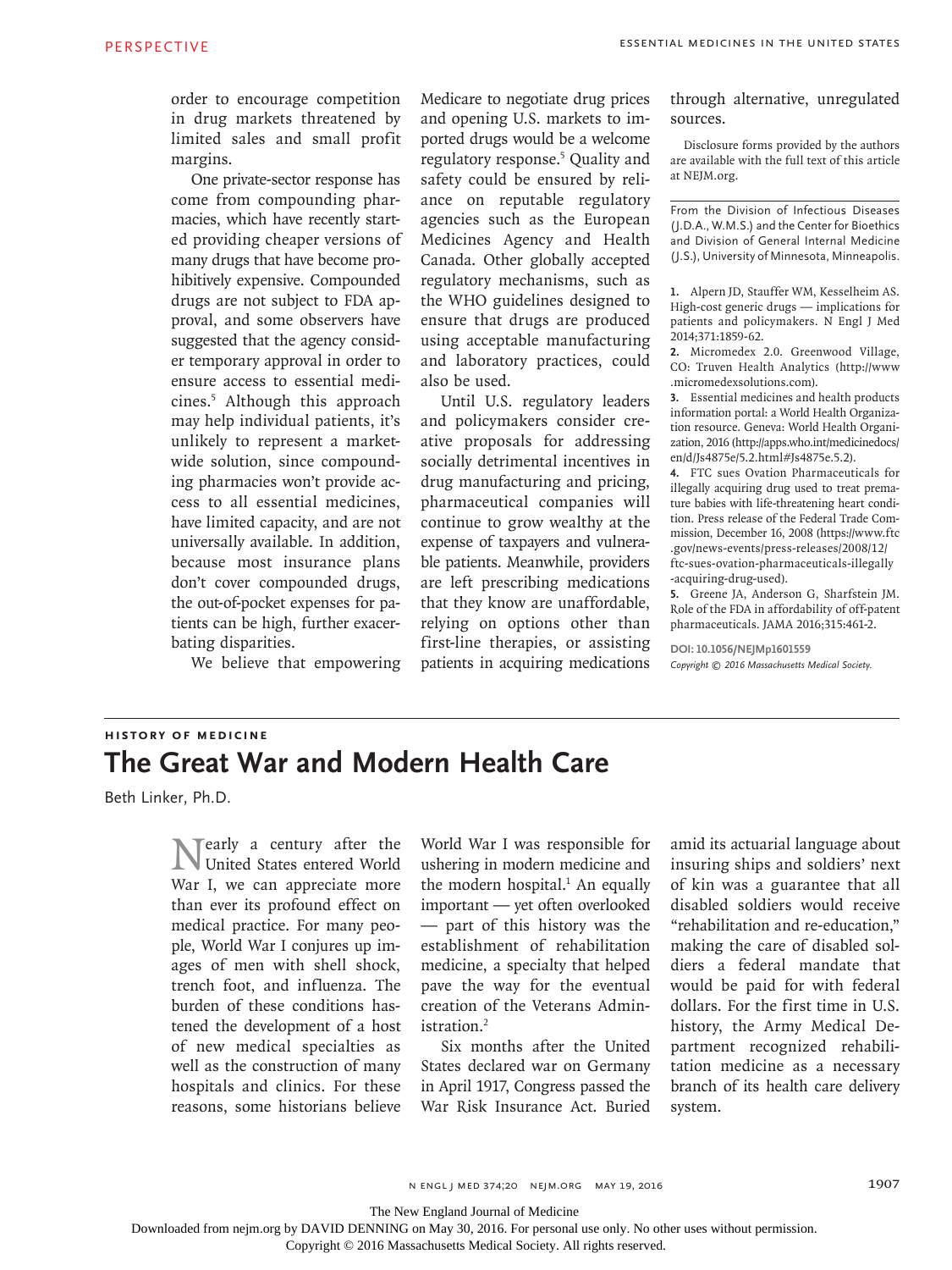order to encourage competition in drug markets threatened by limited sales and small profit margins.

One private-sector response has come from compounding pharmacies, which have recently started providing cheaper versions of many drugs that have become prohibitively expensive. Compounded drugs are not subject to FDA approval, and some observers have suggested that the agency consider temporary approval in order to ensure access to essential medicines.[5] Although this approach may help individual patients, it's unlikely to represent a marketwide solution, since compounding pharmacies won't provide access to all essential medicines, have limited capacity, and are not universally available. In addition, because most insurance plans don't cover compounded drugs, the out-of-pocket expenses for patients can be high, further exacerbating disparities.

We believe that empowering Medicare to negotiate drug prices and opening U.S. markets to imported drugs would be a welcome regulatory response.[5] Quality and safety could be ensured by reliance on reputable regulatory agencies such as the European Medicines Agency and Health Canada. Other globally accepted regulatory mechanisms, such as the WHO guidelines designed to ensure that drugs are produced using acceptable manufacturing and laboratory practices, could also be used.

Until U.S. regulatory leaders and policymakers consider creative proposals for addressing socially detrimental incentives in drug manufacturing and pricing, pharmaceutical companies will continue to grow wealthy at the expense of taxpayers and vulnerable patients. Meanwhile, providers are left prescribing medications that they know are unaffordable, relying on options other than first-line therapies, or assisting patients in acquiring medications through alternative, unregulated sources.

Disclosure forms provided by the authors are available with the full text of this article at NEJM.org.

From the Division of Infectious Diseases (J.D.A., W.M.S.) and the Center for Bioethics and Division of General Internal Medicine (J.S.), University of Minnesota, Minneapolis.

1. Alpern JD, Stauffer WM, Kesselheim AS. High-cost generic drugs — implications for patients and policymakers. N Engl J Med 2014;371:1859-62.
2. Micromedex 2.0. Greenwood Village, CO: Truven Health Analytics (http://www.micromedexsolutions.com).
3. Essential medicines and health products information portal: a World Health Organization resource. Geneva: World Health Organization, 2016 (http://apps.who.int/medicinedocs/en/d/Js4875e/5.2.html#Js4875e.5.2).
4. FTC sues Ovation Pharmaceuticals for illegally acquiring drug used to treat premature babies with life-threatening heart condition. Press release of the Federal Trade Commission, December 16, 2008 (https://www.ftc.gov/news-events/press-releases/2008/12/ftc-sues-ovation-pharmaceuticals-illegally-acquiring-drug-used).
5. Greene JA, Anderson G, Sharfstein JM. Role of the FDA in affordability of off-patent pharmaceuticals. JAMA 2016;315:461-2.

DOI: 10.1056/NEJMp1601559

*Copyright © 2016 Massachusetts Medical Society.*

**HISTORY OF MEDICINE**

# The Great War and Modern Health Care

Beth Linker, Ph.D.

Nearly a century after the United States entered World War I, we can appreciate more than ever its profound effect on medical practice. For many people, World War I conjures up images of men with shell shock, trench foot, and influenza. The burden of these conditions hastened the development of a host of new medical specialties as well as the construction of many hospitals and clinics. For these reasons, some historians believe World War I was responsible for ushering in modern medicine and the modern hospital.[1] An equally important — yet often overlooked — part of this history was the establishment of rehabilitation medicine, a specialty that helped pave the way for the eventual creation of the Veterans Administration.[2]

Six months after the United States declared war on Germany in April 1917, Congress passed the War Risk Insurance Act. Buried amid its actuarial language about insuring ships and soldiers' next of kin was a guarantee that all disabled soldiers would receive "rehabilitation and re-education," making the care of disabled soldiers a federal mandate that would be paid for with federal dollars. For the first time in U.S. history, the Army Medical Department recognized rehabilitation medicine as a necessary branch of its health care delivery system.